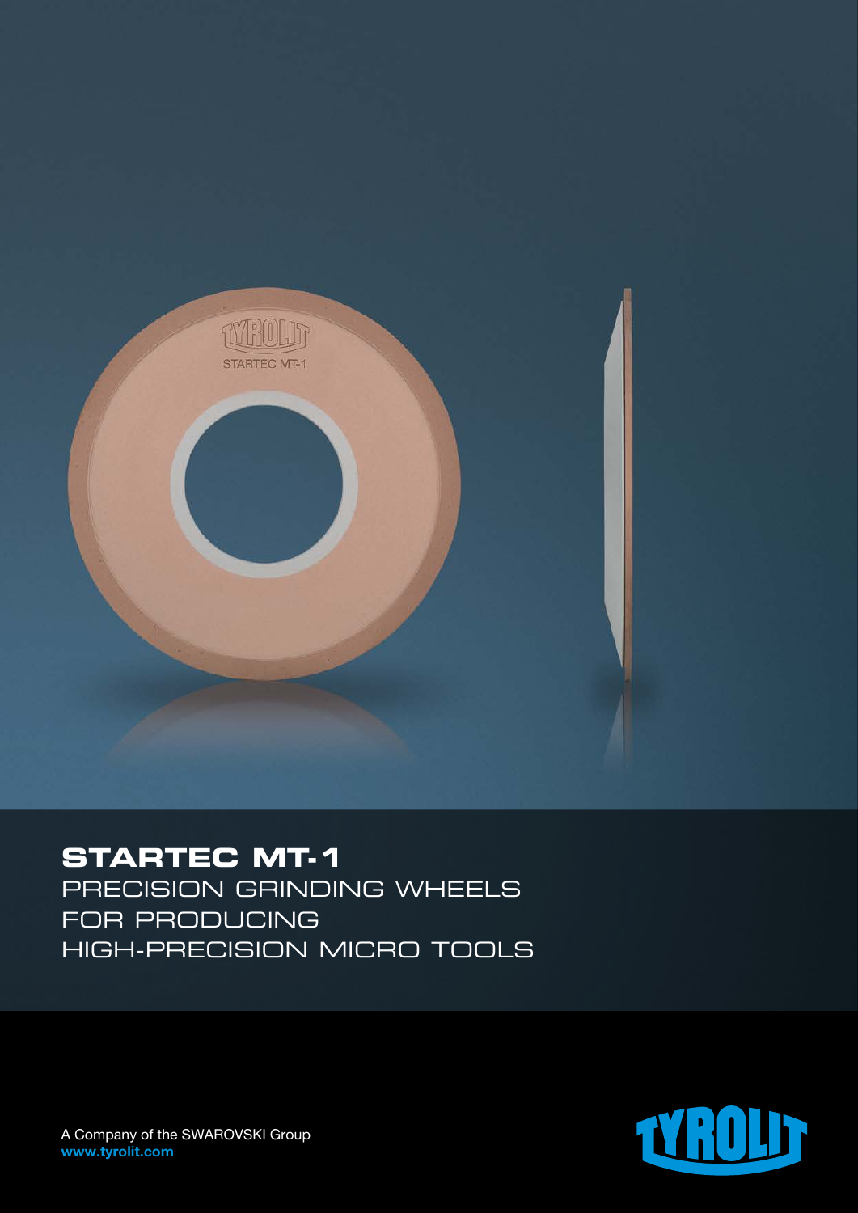# STARTEC MT-1

PRECISION GRINDING WHEELS
FOR PRODUCING
HIGH-PRECISION MICRO TOOLS

A Company of the SWAROVSKI Group
**www.tyrolit.com**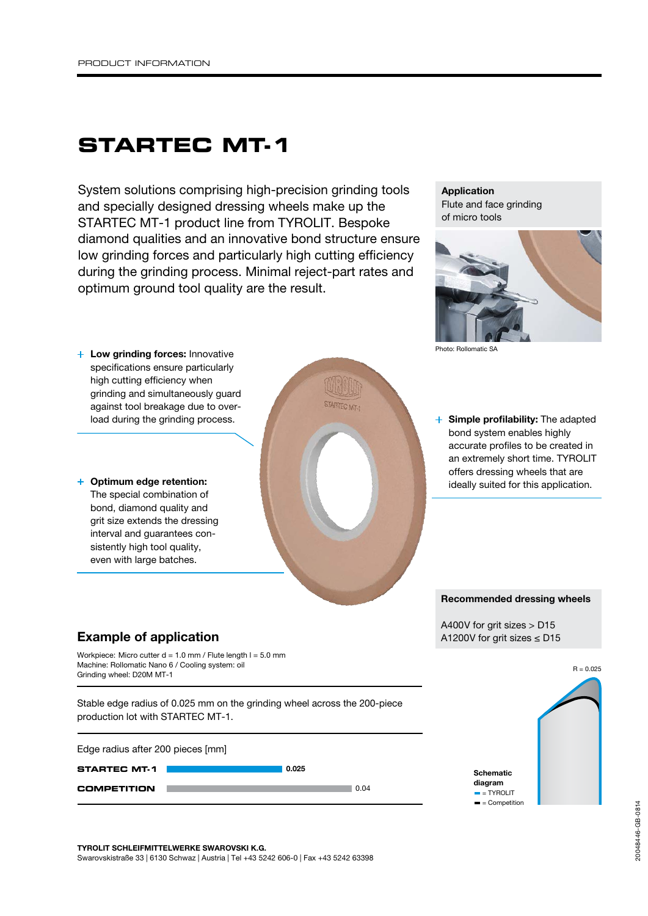# STARTEC MT-1

System solutions comprising high-precision grinding tools and specially designed dressing wheels make up the STARTEC MT-1 product line from TYROLIT. Bespoke diamond qualities and an innovative bond structure ensure low grinding forces and particularly high cutting efficiency during the grinding process. Minimal reject-part rates and optimum ground tool quality are the result.

**Application**
Flute and face grinding of micro tools

Photo: Rollomatic SA

+ **Low grinding forces:** Innovative specifications ensure particularly high cutting efficiency when grinding and simultaneously guard against tool breakage due to overload during the grinding process.

+ **Optimum edge retention:** The special combination of bond, diamond quality and grit size extends the dressing interval and guarantees consistently high tool quality, even with large batches.

+ **Simple profilability:** The adapted bond system enables highly accurate profiles to be created in an extremely short time. TYROLIT offers dressing wheels that are ideally suited for this application.

**Recommended dressing wheels**

A400V for grit sizes > D15
A1200V for grit sizes ≤ D15

## Example of application

Workpiece: Micro cutter d = 1.0 mm / Flute length l = 5.0 mm
Machine: Rollomatic Nano 6 / Cooling system: oil
Grinding wheel: D20M MT-1

Stable edge radius of 0.025 mm on the grinding wheel across the 200-piece production lot with STARTEC MT-1.

Edge radius after 200 pieces [mm]

STARTEC MT-1 0.025

COMPETITION 0.04

R = 0.025

**Schematic diagram**
= TYROLIT
= Competition

**TYROLIT SCHLEIFMITTELWERKE SWAROVSKI K.G.**
Swarovskistraße 33 | 6130 Schwaz | Austria | Tel +43 5242 606-0 | Fax +43 5242 63398

20048446-GB-0814